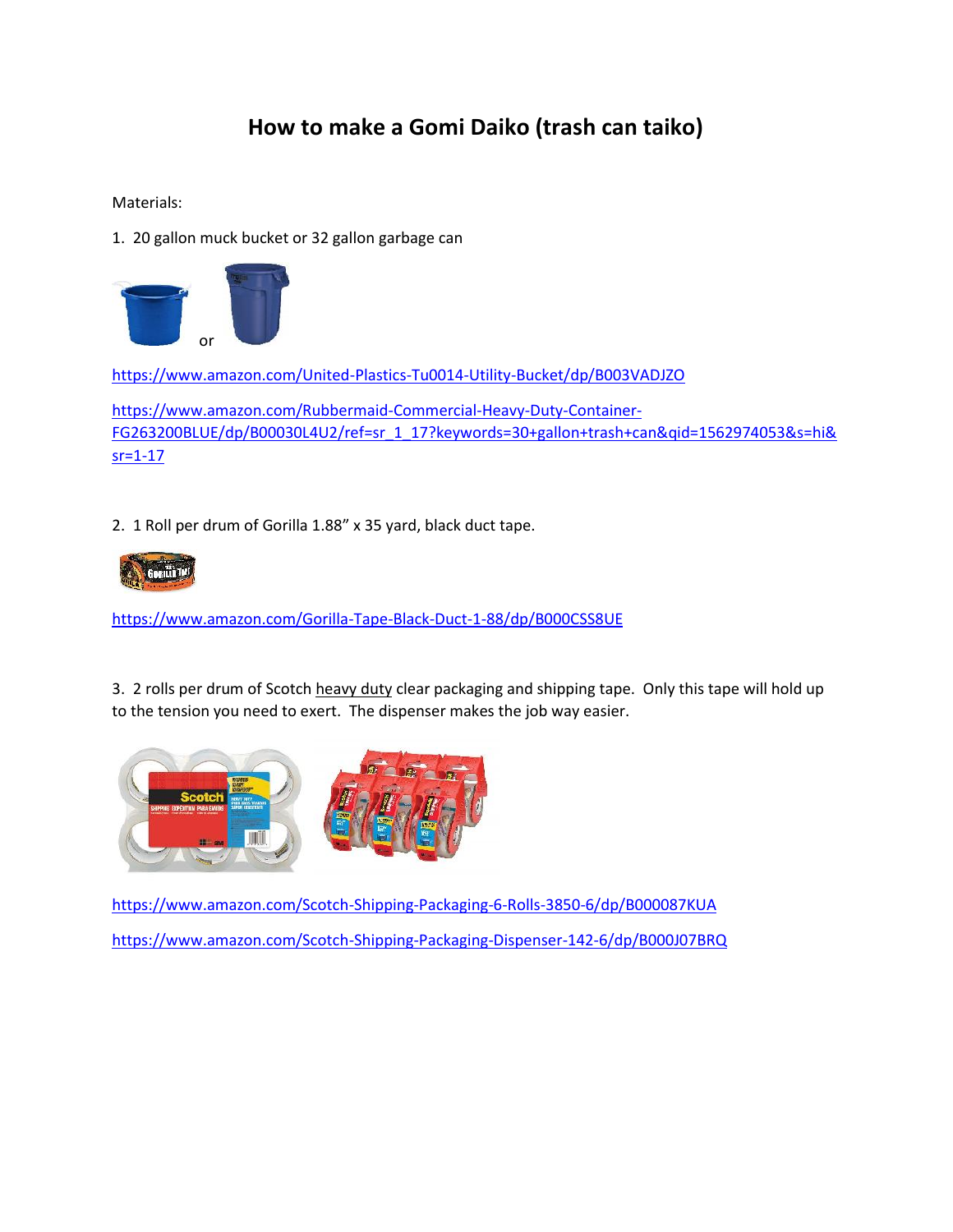# How to make a Gomi Daiko (trash can taiko)

Materials:

1. 20 gallon muck bucket or 32 gallon garbage can

or

https://www.amazon.com/United-Plastics-Tu0014-Utility-Bucket/dp/B003VADJZO

https://www.amazon.com/Rubbermaid-Commercial-Heavy-Duty-Container-FG263200BLUE/dp/B00030L4U2/ref=sr_1_17?keywords=30+gallon+trash+can&qid=1562974053&s=hi&sr=1-17

2. 1 Roll per drum of Gorilla 1.88" x 35 yard, black duct tape.

https://www.amazon.com/Gorilla-Tape-Black-Duct-1-88/dp/B000CSS8UE

3. 2 rolls per drum of Scotch heavy duty clear packaging and shipping tape. Only this tape will hold up to the tension you need to exert. The dispenser makes the job way easier.

https://www.amazon.com/Scotch-Shipping-Packaging-6-Rolls-3850-6/dp/B000087KUA

https://www.amazon.com/Scotch-Shipping-Packaging-Dispenser-142-6/dp/B000J07BRQ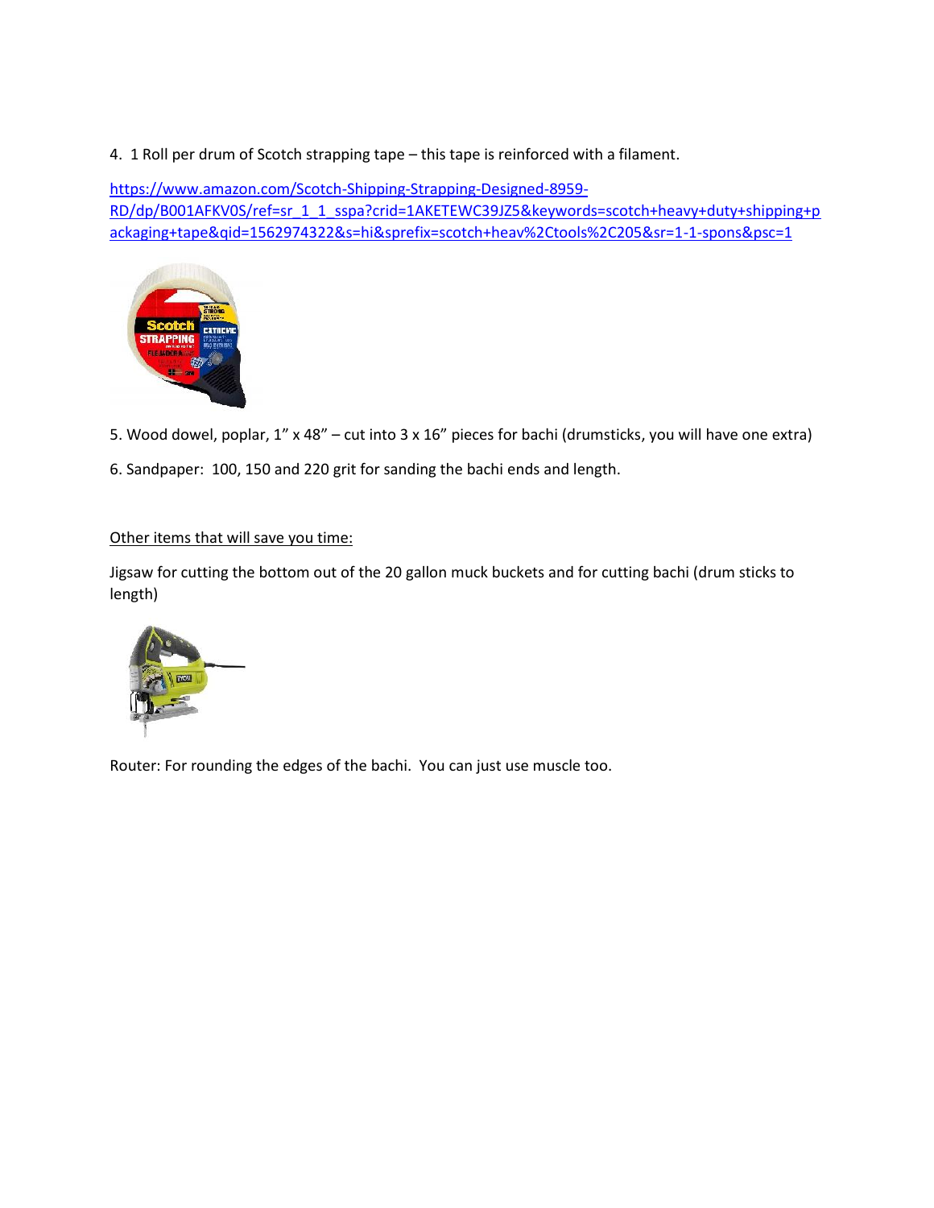4. 1 Roll per drum of Scotch strapping tape – this tape is reinforced with a filament.

https://www.amazon.com/Scotch-Shipping-Strapping-Designed-8959-RD/dp/B001AFKV0S/ref=sr_1_1_sspa?crid=1AKETEWC39JZ5&keywords=scotch+heavy+duty+shipping+packaging+tape&qid=1562974322&s=hi&sprefix=scotch+heav%2Ctools%2C205&sr=1-1-spons&psc=1

5. Wood dowel, poplar, 1" x 48" – cut into 3 x 16" pieces for bachi (drumsticks, you will have one extra)

6. Sandpaper: 100, 150 and 220 grit for sanding the bachi ends and length.

Other items that will save you time:

Jigsaw for cutting the bottom out of the 20 gallon muck buckets and for cutting bachi (drum sticks to length)

Router: For rounding the edges of the bachi. You can just use muscle too.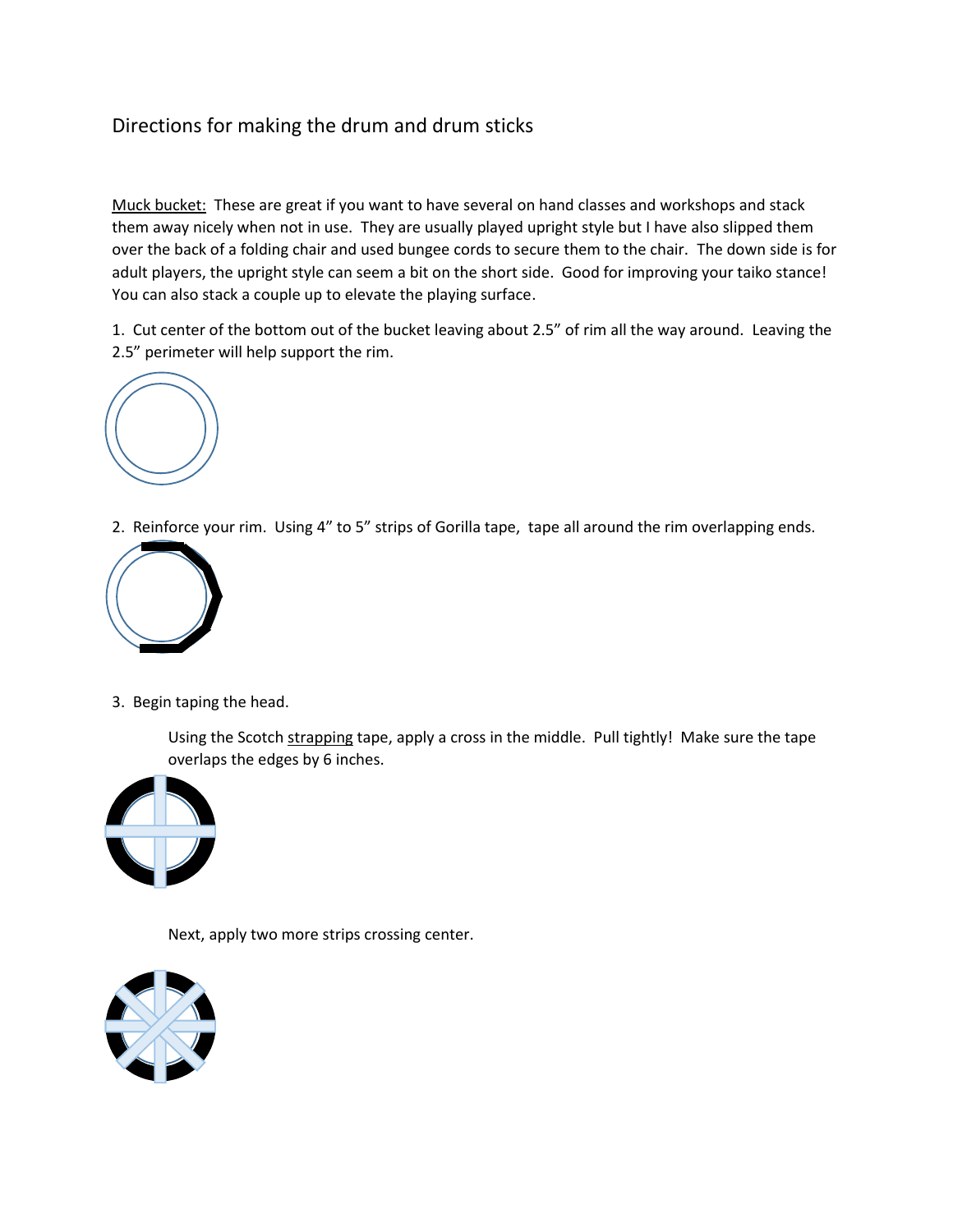# Directions for making the drum and drum sticks

Muck bucket: These are great if you want to have several on hand classes and workshops and stack them away nicely when not in use. They are usually played upright style but I have also slipped them over the back of a folding chair and used bungee cords to secure them to the chair. The down side is for adult players, the upright style can seem a bit on the short side. Good for improving your taiko stance! You can also stack a couple up to elevate the playing surface.

1. Cut center of the bottom out of the bucket leaving about 2.5" of rim all the way around. Leaving the 2.5" perimeter will help support the rim.

2. Reinforce your rim. Using 4" to 5" strips of Gorilla tape, tape all around the rim overlapping ends.

3. Begin taping the head.

   Using the Scotch strapping tape, apply a cross in the middle. Pull tightly! Make sure the tape overlaps the edges by 6 inches.

   Next, apply two more strips crossing center.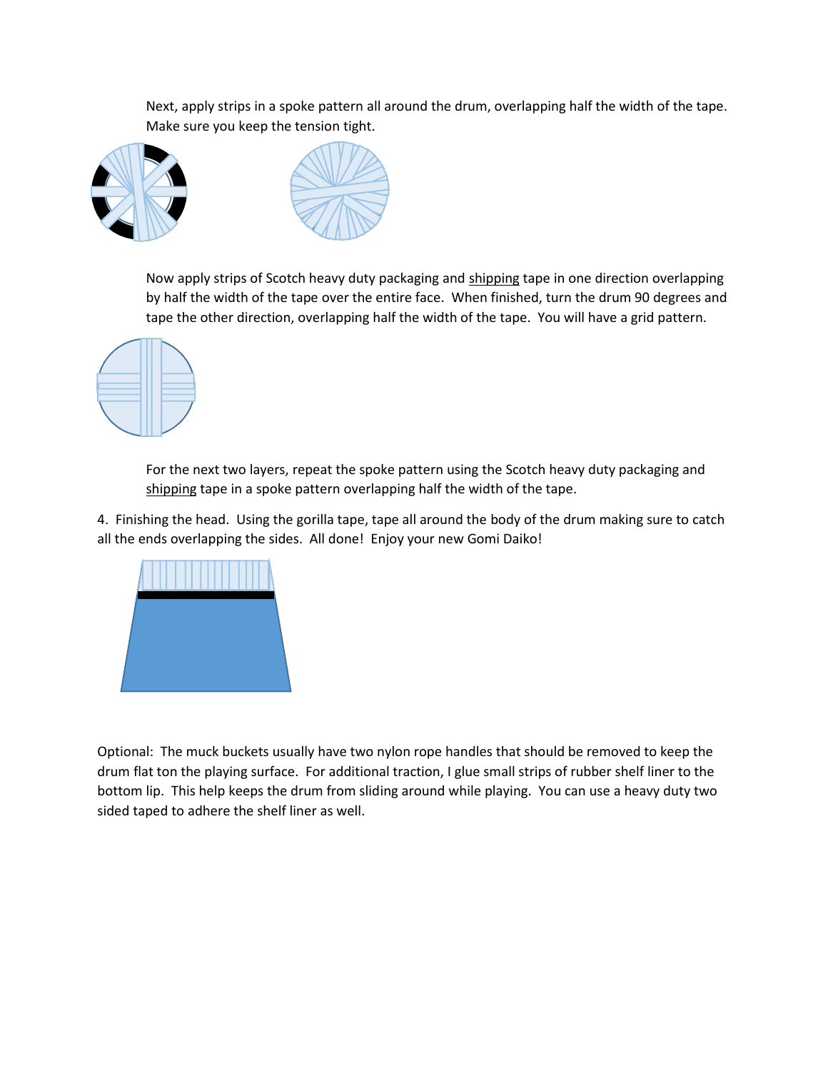Next, apply strips in a spoke pattern all around the drum, overlapping half the width of the tape. Make sure you keep the tension tight.

Now apply strips of Scotch heavy duty packaging and shipping tape in one direction overlapping by half the width of the tape over the entire face. When finished, turn the drum 90 degrees and tape the other direction, overlapping half the width of the tape. You will have a grid pattern.

For the next two layers, repeat the spoke pattern using the Scotch heavy duty packaging and shipping tape in a spoke pattern overlapping half the width of the tape.

4. Finishing the head. Using the gorilla tape, tape all around the body of the drum making sure to catch all the ends overlapping the sides. All done! Enjoy your new Gomi Daiko!

Optional: The muck buckets usually have two nylon rope handles that should be removed to keep the drum flat ton the playing surface. For additional traction, I glue small strips of rubber shelf liner to the bottom lip. This help keeps the drum from sliding around while playing. You can use a heavy duty two sided taped to adhere the shelf liner as well.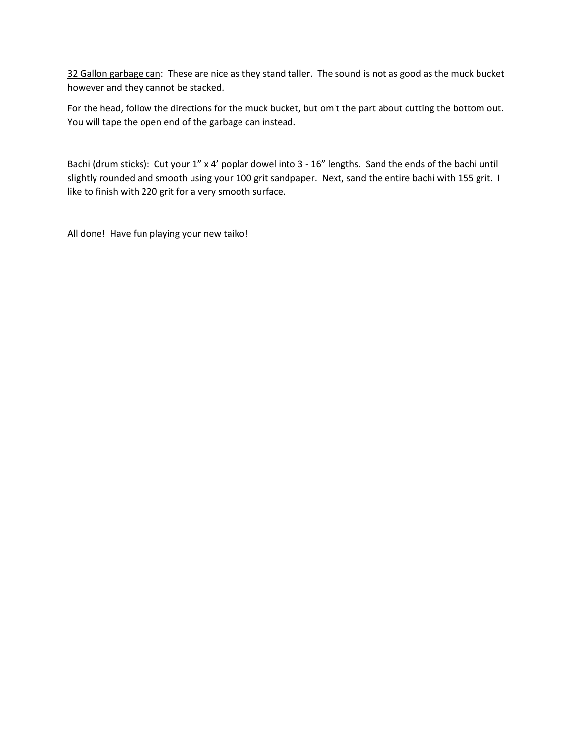<u>32 Gallon garbage can</u>: These are nice as they stand taller. The sound is not as good as the muck bucket however and they cannot be stacked.

For the head, follow the directions for the muck bucket, but omit the part about cutting the bottom out. You will tape the open end of the garbage can instead.

Bachi (drum sticks): Cut your 1” x 4’ poplar dowel into 3 - 16” lengths. Sand the ends of the bachi until slightly rounded and smooth using your 100 grit sandpaper. Next, sand the entire bachi with 155 grit. I like to finish with 220 grit for a very smooth surface.

All done! Have fun playing your new taiko!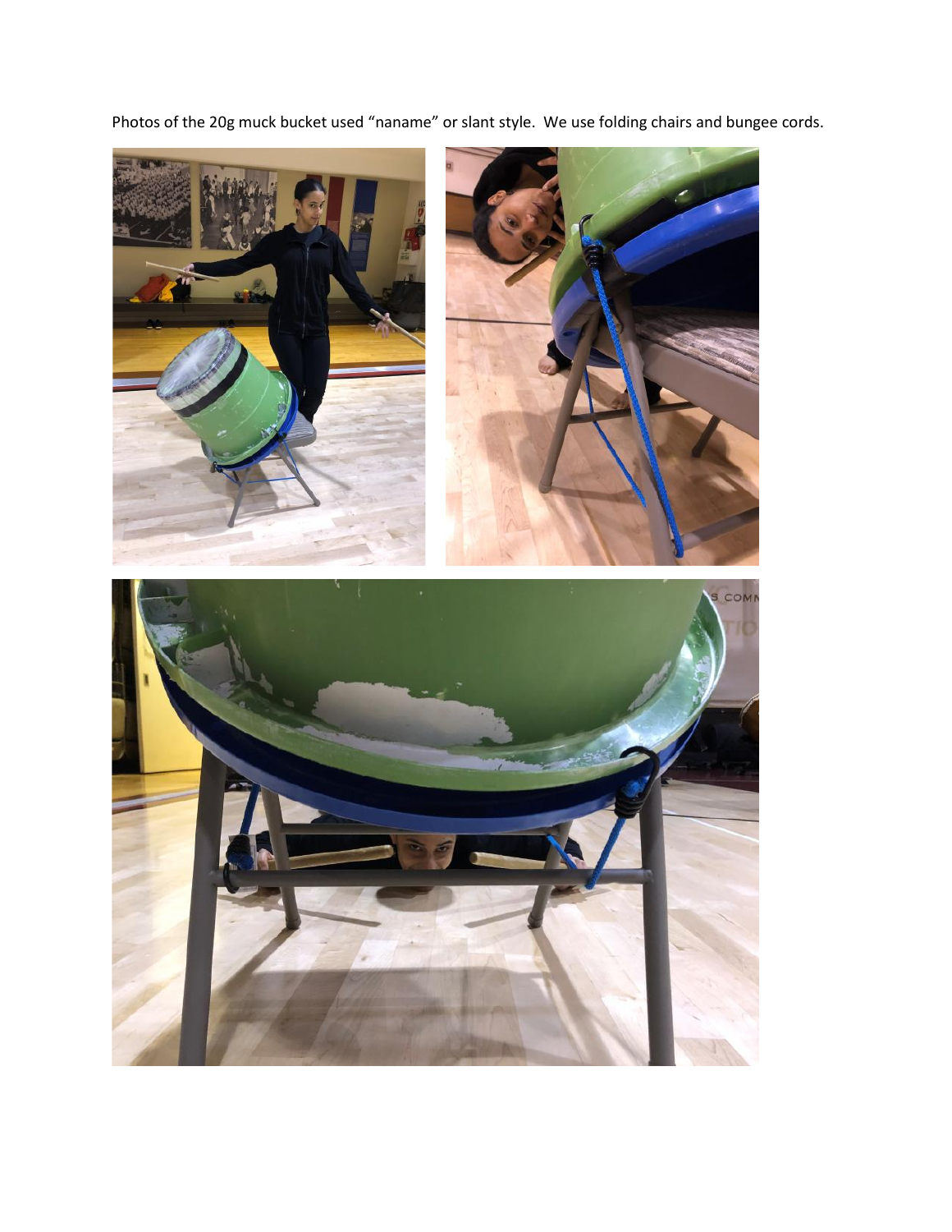Photos of the 20g muck bucket used "naname" or slant style.  We use folding chairs and bungee cords.